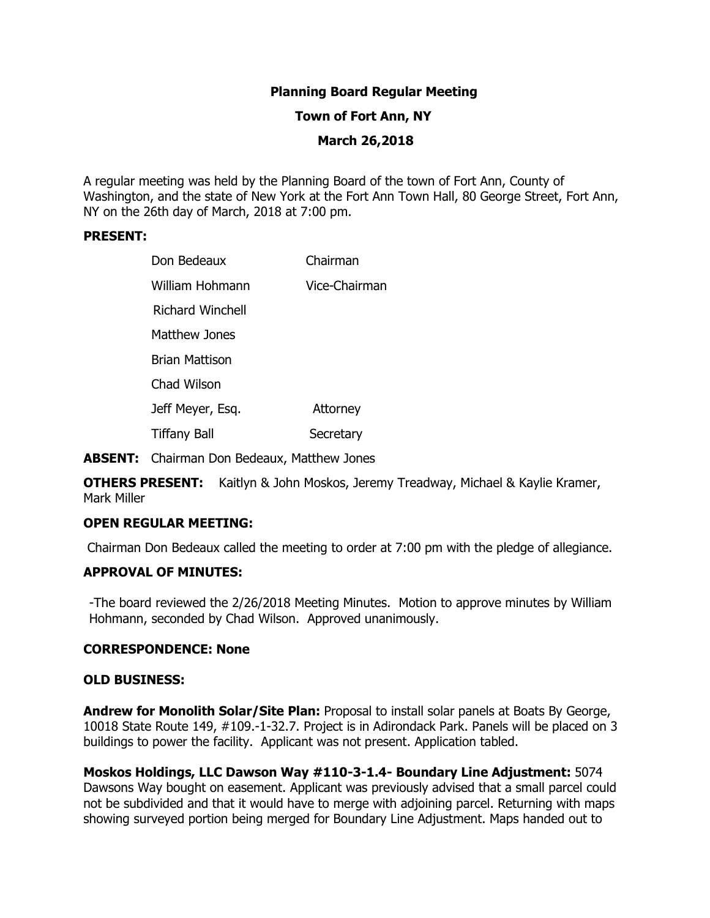# Planning Board Regular Meeting

## Town of Fort Ann, NY

## March 26,2018

A regular meeting was held by the Planning Board of the town of Fort Ann, County of Washington, and the state of New York at the Fort Ann Town Hall, 80 George Street, Fort Ann, NY on the 26th day of March, 2018 at 7:00 pm.

**PRESENT:**

| | |
|---|---|
| Don Bedeaux | Chairman |
| William Hohmann | Vice-Chairman |
| Richard Winchell | |
| Matthew Jones | |
| Brian Mattison | |
| Chad Wilson | |
| Jeff Meyer, Esq. | Attorney |
| Tiffany Ball | Secretary |

**ABSENT:** Chairman Don Bedeaux, Matthew Jones

**OTHERS PRESENT:** Kaitlyn & John Moskos, Jeremy Treadway, Michael & Kaylie Kramer, Mark Miller

**OPEN REGULAR MEETING:**

Chairman Don Bedeaux called the meeting to order at 7:00 pm with the pledge of allegiance.

**APPROVAL OF MINUTES:**

-The board reviewed the 2/26/2018 Meeting Minutes. Motion to approve minutes by William Hohmann, seconded by Chad Wilson. Approved unanimously.

**CORRESPONDENCE: None**

**OLD BUSINESS:**

**Andrew for Monolith Solar/Site Plan:** Proposal to install solar panels at Boats By George, 10018 State Route 149, #109.-1-32.7. Project is in Adirondack Park. Panels will be placed on 3 buildings to power the facility. Applicant was not present. Application tabled.

**Moskos Holdings, LLC Dawson Way #110-3-1.4- Boundary Line Adjustment:** 5074 Dawsons Way bought on easement. Applicant was previously advised that a small parcel could not be subdivided and that it would have to merge with adjoining parcel. Returning with maps showing surveyed portion being merged for Boundary Line Adjustment. Maps handed out to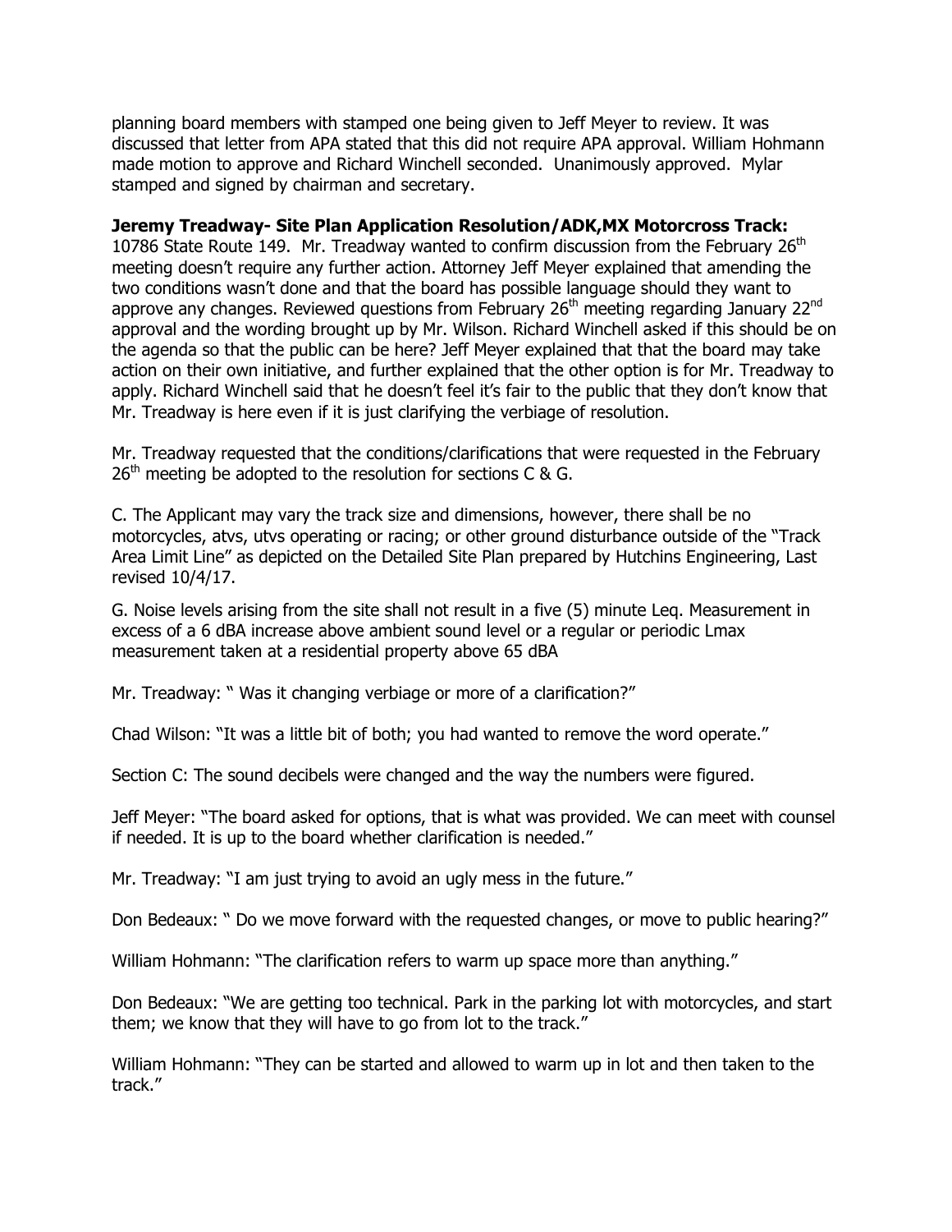planning board members with stamped one being given to Jeff Meyer to review. It was discussed that letter from APA stated that this did not require APA approval. William Hohmann made motion to approve and Richard Winchell seconded. Unanimously approved. Mylar stamped and signed by chairman and secretary.

**Jeremy Treadway- Site Plan Application Resolution/ADK,MX Motorcross Track:** 10786 State Route 149. Mr. Treadway wanted to confirm discussion from the February 26th meeting doesn't require any further action. Attorney Jeff Meyer explained that amending the two conditions wasn't done and that the board has possible language should they want to approve any changes. Reviewed questions from February 26th meeting regarding January 22nd approval and the wording brought up by Mr. Wilson. Richard Winchell asked if this should be on the agenda so that the public can be here? Jeff Meyer explained that that the board may take action on their own initiative, and further explained that the other option is for Mr. Treadway to apply. Richard Winchell said that he doesn't feel it's fair to the public that they don't know that Mr. Treadway is here even if it is just clarifying the verbiage of resolution.

Mr. Treadway requested that the conditions/clarifications that were requested in the February 26th meeting be adopted to the resolution for sections C & G.

C. The Applicant may vary the track size and dimensions, however, there shall be no motorcycles, atvs, utvs operating or racing; or other ground disturbance outside of the "Track Area Limit Line" as depicted on the Detailed Site Plan prepared by Hutchins Engineering, Last revised 10/4/17.

G. Noise levels arising from the site shall not result in a five (5) minute Leq. Measurement in excess of a 6 dBA increase above ambient sound level or a regular or periodic Lmax measurement taken at a residential property above 65 dBA

Mr. Treadway: " Was it changing verbiage or more of a clarification?"

Chad Wilson: "It was a little bit of both; you had wanted to remove the word operate."

Section C: The sound decibels were changed and the way the numbers were figured.

Jeff Meyer: "The board asked for options, that is what was provided. We can meet with counsel if needed. It is up to the board whether clarification is needed."

Mr. Treadway: "I am just trying to avoid an ugly mess in the future."

Don Bedeaux: " Do we move forward with the requested changes, or move to public hearing?"

William Hohmann: "The clarification refers to warm up space more than anything."

Don Bedeaux: "We are getting too technical. Park in the parking lot with motorcycles, and start them; we know that they will have to go from lot to the track."

William Hohmann: "They can be started and allowed to warm up in lot and then taken to the track."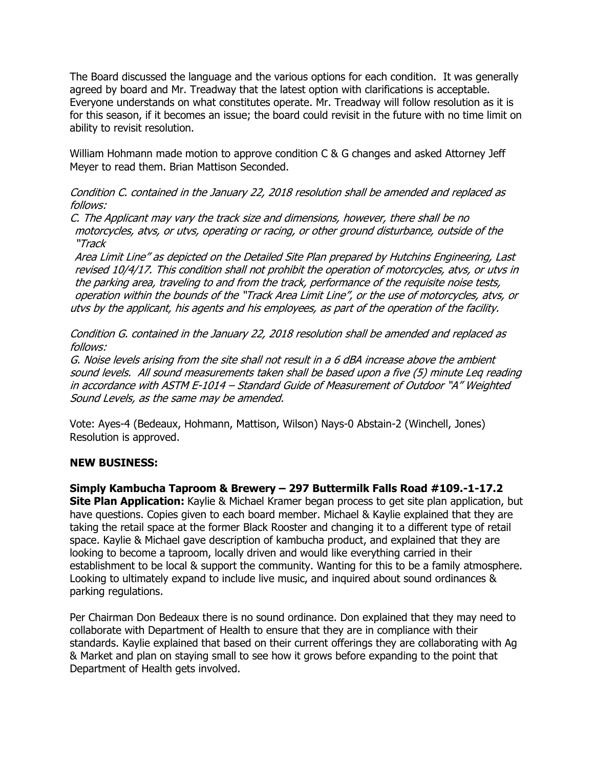The Board discussed the language and the various options for each condition. It was generally agreed by board and Mr. Treadway that the latest option with clarifications is acceptable. Everyone understands on what constitutes operate. Mr. Treadway will follow resolution as it is for this season, if it becomes an issue; the board could revisit in the future with no time limit on ability to revisit resolution.

William Hohmann made motion to approve condition C & G changes and asked Attorney Jeff Meyer to read them. Brian Mattison Seconded.

*Condition C. contained in the January 22, 2018 resolution shall be amended and replaced as follows:*

*C. The Applicant may vary the track size and dimensions, however, there shall be no motorcycles, atvs, or utvs, operating or racing, or other ground disturbance, outside of the "Track Area Limit Line" as depicted on the Detailed Site Plan prepared by Hutchins Engineering, Last revised 10/4/17. This condition shall not prohibit the operation of motorcycles, atvs, or utvs in the parking area, traveling to and from the track, performance of the requisite noise tests, operation within the bounds of the "Track Area Limit Line", or the use of motorcycles, atvs, or utvs by the applicant, his agents and his employees, as part of the operation of the facility.*

*Condition G. contained in the January 22, 2018 resolution shall be amended and replaced as follows:*

*G. Noise levels arising from the site shall not result in a 6 dBA increase above the ambient sound levels. All sound measurements taken shall be based upon a five (5) minute Leq reading in accordance with ASTM E-1014 – Standard Guide of Measurement of Outdoor "A" Weighted Sound Levels, as the same may be amended.*

Vote: Ayes-4 (Bedeaux, Hohmann, Mattison, Wilson) Nays-0 Abstain-2 (Winchell, Jones) Resolution is approved.

**NEW BUSINESS:**

**Simply Kambucha Taproom & Brewery – 297 Buttermilk Falls Road #109.-1-17.2**

**Site Plan Application:** Kaylie & Michael Kramer began process to get site plan application, but have questions. Copies given to each board member. Michael & Kaylie explained that they are taking the retail space at the former Black Rooster and changing it to a different type of retail space. Kaylie & Michael gave description of kambucha product, and explained that they are looking to become a taproom, locally driven and would like everything carried in their establishment to be local & support the community. Wanting for this to be a family atmosphere. Looking to ultimately expand to include live music, and inquired about sound ordinances & parking regulations.

Per Chairman Don Bedeaux there is no sound ordinance. Don explained that they may need to collaborate with Department of Health to ensure that they are in compliance with their standards. Kaylie explained that based on their current offerings they are collaborating with Ag & Market and plan on staying small to see how it grows before expanding to the point that Department of Health gets involved.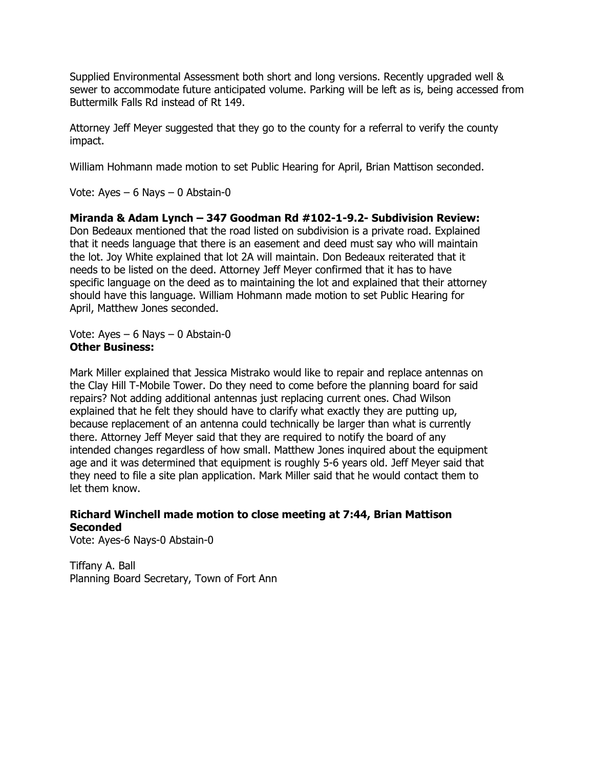Supplied Environmental Assessment both short and long versions. Recently upgraded well & sewer to accommodate future anticipated volume. Parking will be left as is, being accessed from Buttermilk Falls Rd instead of Rt 149.

Attorney Jeff Meyer suggested that they go to the county for a referral to verify the county impact.

William Hohmann made motion to set Public Hearing for April, Brian Mattison seconded.

Vote: Ayes – 6 Nays – 0 Abstain-0

**Miranda & Adam Lynch – 347 Goodman Rd #102-1-9.2- Subdivision Review:** Don Bedeaux mentioned that the road listed on subdivision is a private road. Explained that it needs language that there is an easement and deed must say who will maintain the lot. Joy White explained that lot 2A will maintain. Don Bedeaux reiterated that it needs to be listed on the deed. Attorney Jeff Meyer confirmed that it has to have specific language on the deed as to maintaining the lot and explained that their attorney should have this language. William Hohmann made motion to set Public Hearing for April, Matthew Jones seconded.

Vote: Ayes – 6 Nays – 0 Abstain-0

**Other Business:**

Mark Miller explained that Jessica Mistrako would like to repair and replace antennas on the Clay Hill T-Mobile Tower. Do they need to come before the planning board for said repairs? Not adding additional antennas just replacing current ones. Chad Wilson explained that he felt they should have to clarify what exactly they are putting up, because replacement of an antenna could technically be larger than what is currently there. Attorney Jeff Meyer said that they are required to notify the board of any intended changes regardless of how small. Matthew Jones inquired about the equipment age and it was determined that equipment is roughly 5-6 years old. Jeff Meyer said that they need to file a site plan application. Mark Miller said that he would contact them to let them know.

**Richard Winchell made motion to close meeting at 7:44, Brian Mattison Seconded**

Vote: Ayes-6 Nays-0 Abstain-0

Tiffany A. Ball
Planning Board Secretary, Town of Fort Ann